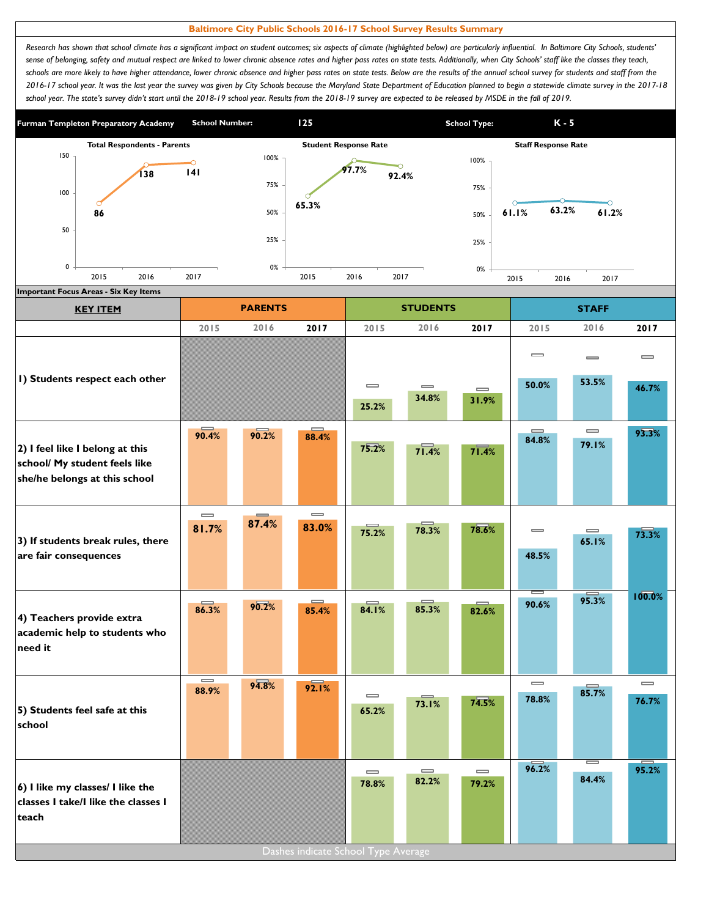# Baltimore City Public Schools 2016-17 School Survey Results Summary

*Research has shown that school climate has a significant impact on student outcomes; six aspects of climate (highlighted below) are particularly influential. In Baltimore City Schools, students' sense of belonging, safety and mutual respect are linked to lower chronic absence rates and higher pass rates on state tests. Additionally, when City Schools' staff like the classes they teach, schools are more likely to have higher attendance, lower chronic absence and higher pass rates on state tests. Below are the results of the annual school survey for students and staff from the 2016-17 school year. It was the last year the survey was given by City Schools because the Maryland State Department of Education planned to begin a statewide climate survey in the 2017-18 school year. The state's survey didn't start until the 2018-19 school year. Results from the 2018-19 survey are expected to be released by MSDE in the fall of 2019.*

**Furman Templeton Preparatory Academy** | **School Number:** 125 | **School Type:** K - 5

| | 2015 | 2016 | 2017 |
|---|---|---|---|
| Total Respondents - Parents | 86 | 138 | 141 |
| Student Response Rate | 65.3% | 97.7% | 92.4% |
| Staff Response Rate | 61.1% | 63.2% | 61.2% |

**Important Focus Areas - Six Key Items**

| KEY ITEM | PARENTS 2015 | PARENTS 2016 | PARENTS 2017 | STUDENTS 2015 | STUDENTS 2016 | STUDENTS 2017 | STAFF 2015 | STAFF 2016 | STAFF 2017 |
|---|---|---|---|---|---|---|---|---|---|
| 1) Students respect each other | | | | 25.2% | 34.8% | 31.9% | 50.0% | 53.5% | 46.7% |
| 2) I feel like I belong at this school/ My student feels like she/he belongs at this school | 90.4% | 90.2% | 88.4% | 75.2% | 71.4% | 71.4% | 84.8% | 79.1% | 93.3% |
| 3) If students break rules, there are fair consequences | 81.7% | 87.4% | 83.0% | 75.2% | 78.3% | 78.6% | 48.5% | 65.1% | 73.3% |
| 4) Teachers provide extra academic help to students who need it | 86.3% | 90.2% | 85.4% | 84.1% | 85.3% | 82.6% | 90.6% | 95.3% | 100.0% |
| 5) Students feel safe at this school | 88.9% | 94.8% | 92.1% | 65.2% | 73.1% | 74.5% | 78.8% | 85.7% | 76.7% |
| 6) I like my classes/ I like the classes I take/I like the classes I teach | | | | 78.8% | 82.2% | 79.2% | 96.2% | 84.4% | 95.2% |

Dashes indicate School Type Average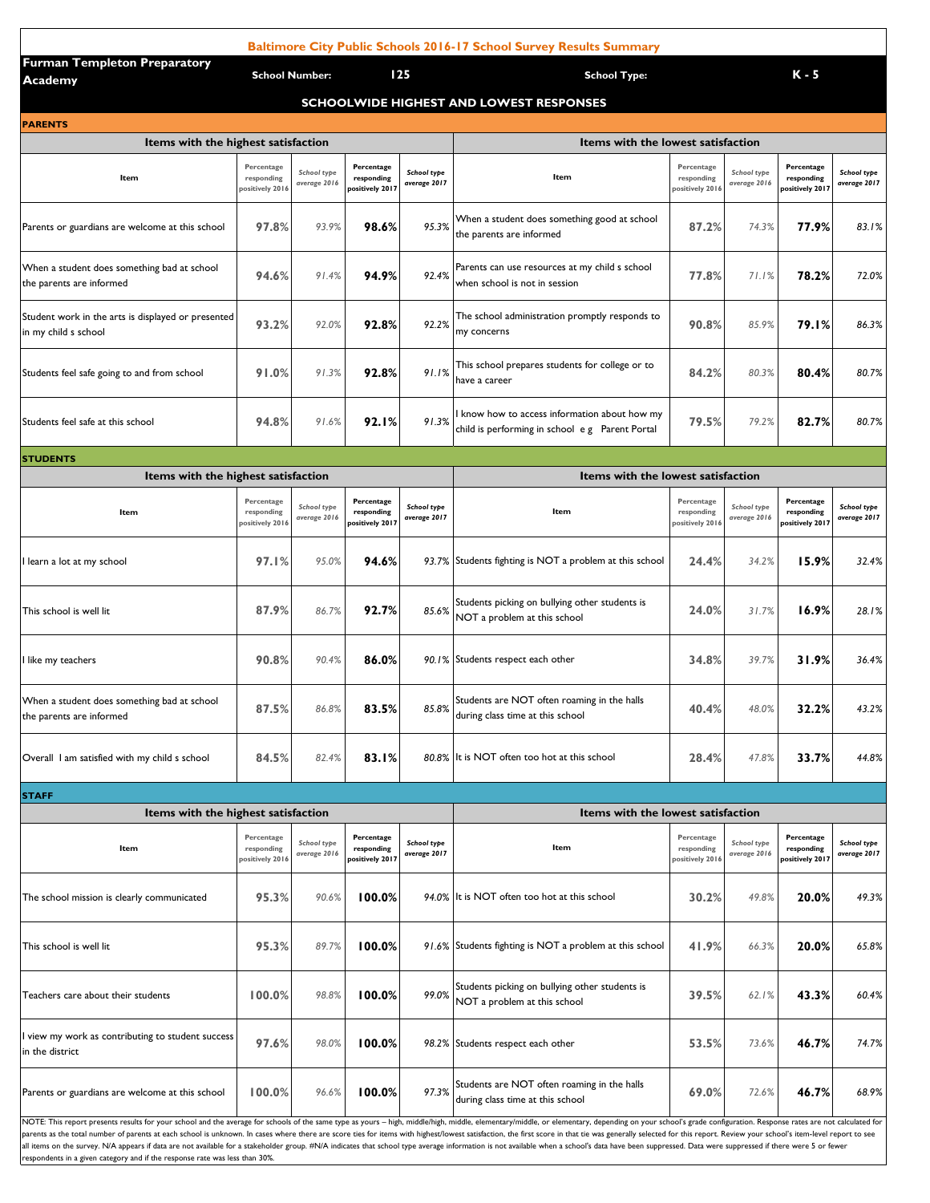# Baltimore City Public Schools 2016-17 School Survey Results Summary

**Furman Templeton Preparatory Academy** | **School Number:** 125 | **School Type:** K - 5

## SCHOOLWIDE HIGHEST AND LOWEST RESPONSES

### PARENTS

| Items with the highest satisfaction | | | | | Items with the lowest satisfaction | | | | |
|---|---|---|---|---|---|---|---|---|---|
| Item | Percentage responding positively 2016 | *School type average 2016* | Percentage responding positively 2017 | *School type average 2017* | Item | Percentage responding positively 2016 | *School type average 2016* | Percentage responding positively 2017 | *School type average 2017* |
| Parents or guardians are welcome at this school | **97.8%** | *93.9%* | **98.6%** | 95.3% | When a student does something good at school the parents are informed | **87.2%** | *74.3%* | **77.9%** | *83.1%* |
| When a student does something bad at school the parents are informed | **94.6%** | *91.4%* | **94.9%** | 92.4% | Parents can use resources at my child s school when school is not in session | **77.8%** | *71.1%* | **78.2%** | *72.0%* |
| Student work in the arts is displayed or presented in my child s school | **93.2%** | *92.0%* | **92.8%** | 92.2% | The school administration promptly responds to my concerns | **90.8%** | *85.9%* | **79.1%** | *86.3%* |
| Students feel safe going to and from school | **91.0%** | *91.3%* | **92.8%** | *91.1%* | This school prepares students for college or to have a career | **84.2%** | *80.3%* | **80.4%** | *80.7%* |
| Students feel safe at this school | **94.8%** | *91.6%* | **92.1%** | *91.3%* | I know how to access information about how my child is performing in school e g Parent Portal | **79.5%** | *79.2%* | **82.7%** | *80.7%* |

### STUDENTS

| Items with the highest satisfaction | | | | | Items with the lowest satisfaction | | | | |
|---|---|---|---|---|---|---|---|---|---|
| Item | Percentage responding positively 2016 | *School type average 2016* | Percentage responding positively 2017 | *School type average 2017* | Item | Percentage responding positively 2016 | *School type average 2016* | Percentage responding positively 2017 | *School type average 2017* |
| I learn a lot at my school | **97.1%** | *95.0%* | **94.6%** | *93.7%* | Students fighting is NOT a problem at this school | **24.4%** | *34.2%* | **15.9%** | *32.4%* |
| This school is well lit | **87.9%** | *86.7%* | **92.7%** | *85.6%* | Students picking on bullying other students is NOT a problem at this school | **24.0%** | *31.7%* | **16.9%** | *28.1%* |
| I like my teachers | **90.8%** | *90.4%* | **86.0%** | *90.1%* | Students respect each other | **34.8%** | *39.7%* | **31.9%** | *36.4%* |
| When a student does something bad at school the parents are informed | **87.5%** | *86.8%* | **83.5%** | *85.8%* | Students are NOT often roaming in the halls during class time at this school | **40.4%** | *48.0%* | **32.2%** | *43.2%* |
| Overall I am satisfied with my child s school | **84.5%** | *82.4%* | **83.1%** | *80.8%* | It is NOT often too hot at this school | **28.4%** | *47.8%* | **33.7%** | *44.8%* |

### STAFF

| Items with the highest satisfaction | | | | | Items with the lowest satisfaction | | | | |
|---|---|---|---|---|---|---|---|---|---|
| Item | Percentage responding positively 2016 | *School type average 2016* | Percentage responding positively 2017 | *School type average 2017* | Item | Percentage responding positively 2016 | *School type average 2016* | Percentage responding positively 2017 | *School type average 2017* |
| The school mission is clearly communicated | **95.3%** | *90.6%* | **100.0%** | *94.0%* | It is NOT often too hot at this school | **30.2%** | *49.8%* | **20.0%** | *49.3%* |
| This school is well lit | **95.3%** | *89.7%* | **100.0%** | *91.6%* | Students fighting is NOT a problem at this school | **41.9%** | *66.3%* | **20.0%** | *65.8%* |
| Teachers care about their students | **100.0%** | *98.8%* | **100.0%** | *99.0%* | Students picking on bullying other students is NOT a problem at this school | **39.5%** | *62.1%* | **43.3%** | *60.4%* |
| I view my work as contributing to student success in the district | **97.6%** | *98.0%* | **100.0%** | *98.2%* | Students respect each other | **53.5%** | *73.6%* | **46.7%** | *74.7%* |
| Parents or guardians are welcome at this school | **100.0%** | *96.6%* | **100.0%** | *97.3%* | Students are NOT often roaming in the halls during class time at this school | **69.0%** | *72.6%* | **46.7%** | *68.9%* |

NOTE: This report presents results for your school and the average for schools of the same type as yours – high, middle/high, middle, elementary/middle, or elementary, depending on your school's grade configuration. Response rates are not calculated for parents as the total number of parents at each school is unknown. In cases where there are score ties for items with highest/lowest satisfaction, the first score in that tie was generally selected for this report. Review your school's item-level report to see all items on the survey. N/A appears if data are not available for a stakeholder group. #N/A indicates that school type average information is not available when a school's data have been suppressed. Data were suppressed if there were 5 or fewer respondents in a given category and if the response rate was less than 30%.